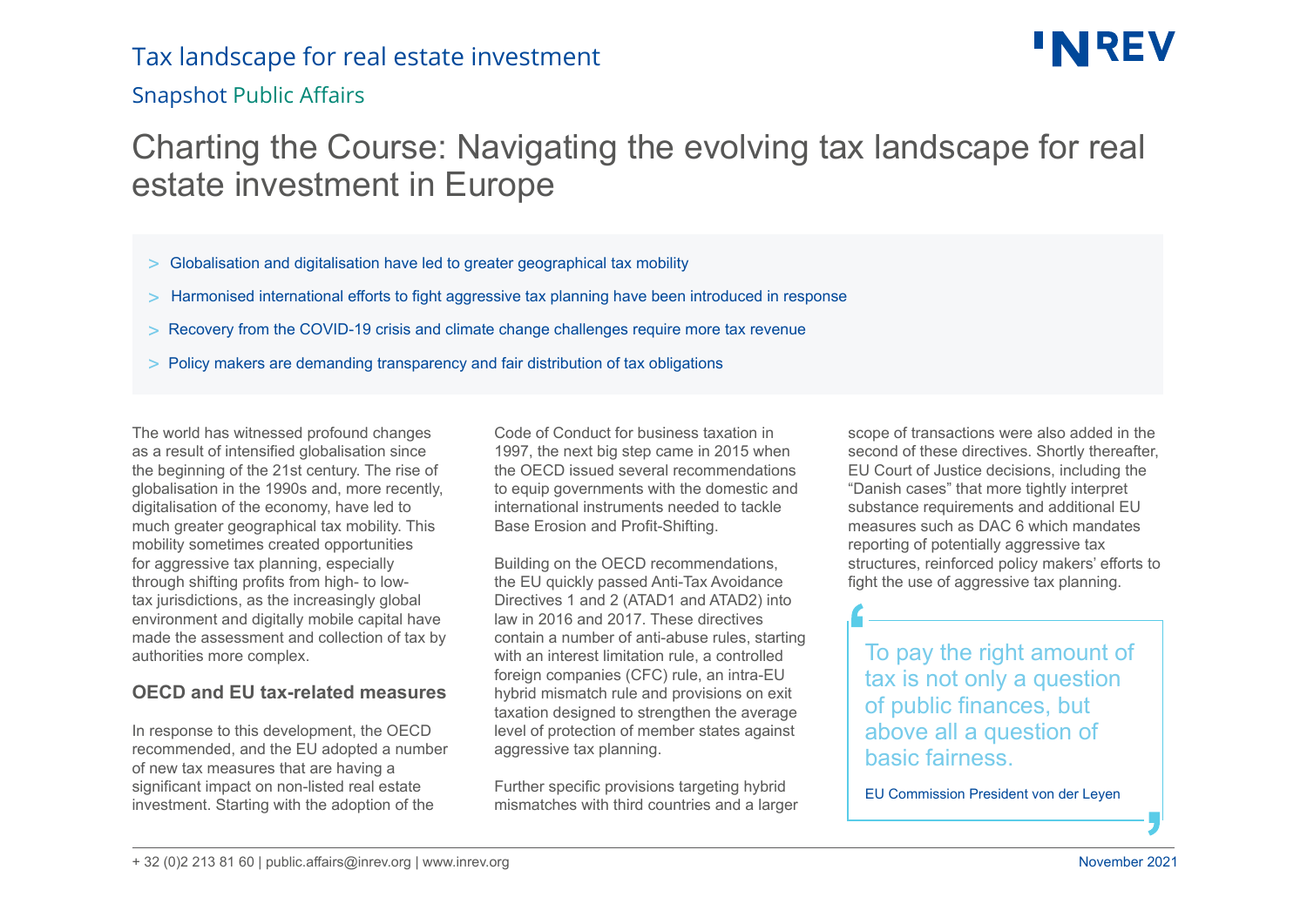Tax landscape for real estate investment

Snapshot Public Affairs

# Charting the Course: Navigating the evolving tax landscape for real estate investment in Europe

- Globalisation and digitalisation have led to greater geographical tax mobility
- Harmonised international efforts to fight aggressive tax planning have been introduced in response
- Recovery from the COVID-19 crisis and climate change challenges require more tax revenue
- Policy makers are demanding transparency and fair distribution of tax obligations

The world has witnessed profound changes as a result of intensified globalisation since the beginning of the 21st century. The rise of globalisation in the 1990s and, more recently, digitalisation of the economy, have led to much greater geographical tax mobility. This mobility sometimes created opportunities for aggressive tax planning, especially through shifting profits from high- to low-tax jurisdictions, as the increasingly global environment and digitally mobile capital have made the assessment and collection of tax by authorities more complex.

## OECD and EU tax-related measures

In response to this development, the OECD recommended, and the EU adopted a number of new tax measures that are having a significant impact on non-listed real estate investment. Starting with the adoption of the Code of Conduct for business taxation in 1997, the next big step came in 2015 when the OECD issued several recommendations to equip governments with the domestic and international instruments needed to tackle Base Erosion and Profit-Shifting.

Building on the OECD recommendations, the EU quickly passed Anti-Tax Avoidance Directives 1 and 2 (ATAD1 and ATAD2) into law in 2016 and 2017. These directives contain a number of anti-abuse rules, starting with an interest limitation rule, a controlled foreign companies (CFC) rule, an intra-EU hybrid mismatch rule and provisions on exit taxation designed to strengthen the average level of protection of member states against aggressive tax planning.

Further specific provisions targeting hybrid mismatches with third countries and a larger scope of transactions were also added in the second of these directives. Shortly thereafter, EU Court of Justice decisions, including the "Danish cases" that more tightly interpret substance requirements and additional EU measures such as DAC 6 which mandates reporting of potentially aggressive tax structures, reinforced policy makers' efforts to fight the use of aggressive tax planning.

> To pay the right amount of tax is not only a question of public finances, but above all a question of basic fairness.
>
> EU Commission President von der Leyen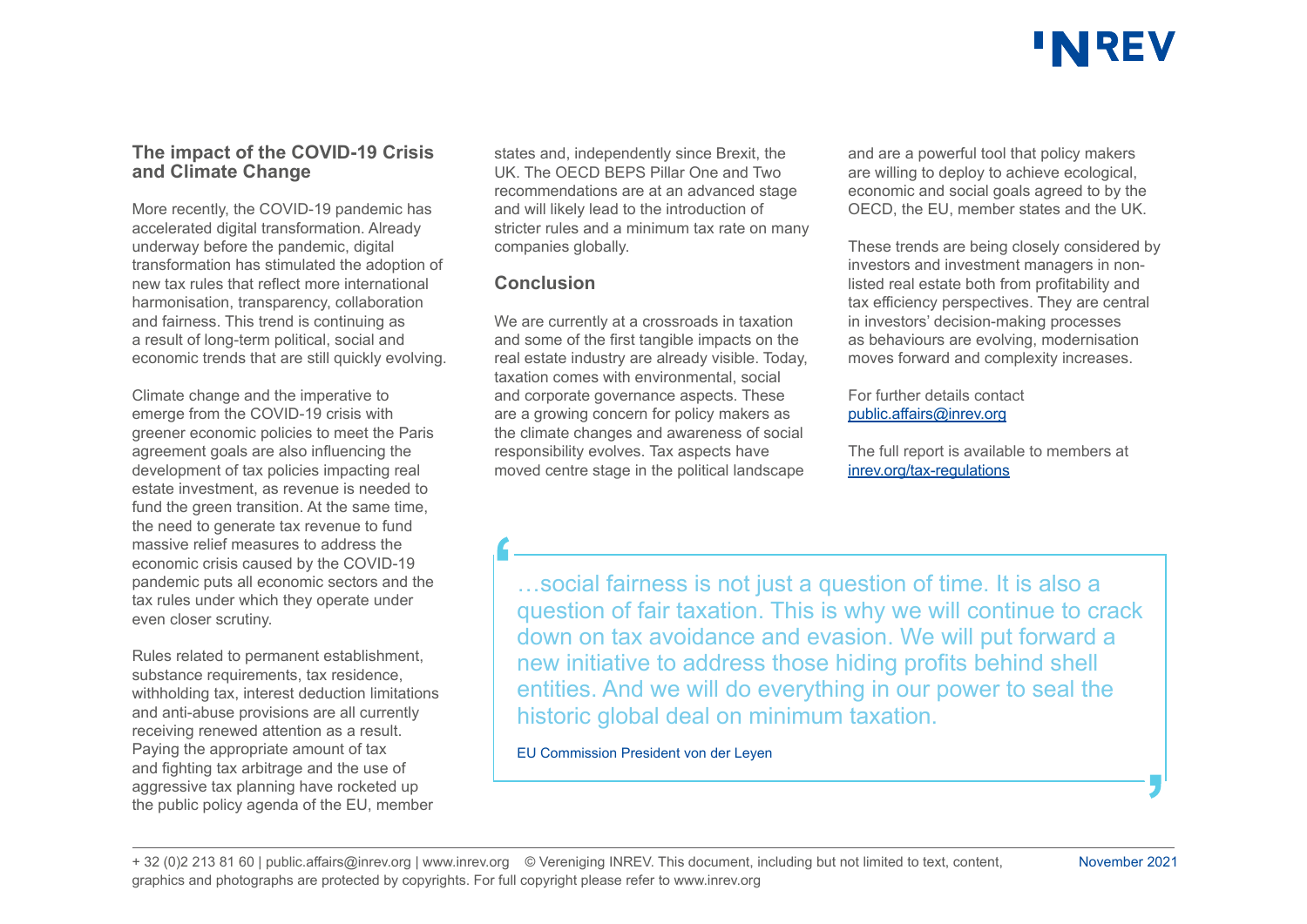## The impact of the COVID-19 Crisis and Climate Change

More recently, the COVID-19 pandemic has accelerated digital transformation. Already underway before the pandemic, digital transformation has stimulated the adoption of new tax rules that reflect more international harmonisation, transparency, collaboration and fairness. This trend is continuing as a result of long-term political, social and economic trends that are still quickly evolving.

Climate change and the imperative to emerge from the COVID-19 crisis with greener economic policies to meet the Paris agreement goals are also influencing the development of tax policies impacting real estate investment, as revenue is needed to fund the green transition. At the same time, the need to generate tax revenue to fund massive relief measures to address the economic crisis caused by the COVID-19 pandemic puts all economic sectors and the tax rules under which they operate under even closer scrutiny.

Rules related to permanent establishment, substance requirements, tax residence, withholding tax, interest deduction limitations and anti-abuse provisions are all currently receiving renewed attention as a result. Paying the appropriate amount of tax and fighting tax arbitrage and the use of aggressive tax planning have rocketed up the public policy agenda of the EU, member states and, independently since Brexit, the UK. The OECD BEPS Pillar One and Two recommendations are at an advanced stage and will likely lead to the introduction of stricter rules and a minimum tax rate on many companies globally.

## Conclusion

We are currently at a crossroads in taxation and some of the first tangible impacts on the real estate industry are already visible. Today, taxation comes with environmental, social and corporate governance aspects. These are a growing concern for policy makers as the climate changes and awareness of social responsibility evolves. Tax aspects have moved centre stage in the political landscape and are a powerful tool that policy makers are willing to deploy to achieve ecological, economic and social goals agreed to by the OECD, the EU, member states and the UK.

These trends are being closely considered by investors and investment managers in non-listed real estate both from profitability and tax efficiency perspectives. They are central in investors' decision-making processes as behaviours are evolving, modernisation moves forward and complexity increases.

For further details contact public.affairs@inrev.org

The full report is available to members at inrev.org/tax-regulations

> …social fairness is not just a question of time. It is also a question of fair taxation. This is why we will continue to crack down on tax avoidance and evasion. We will put forward a new initiative to address those hiding profits behind shell entities. And we will do everything in our power to seal the historic global deal on minimum taxation.
>
> EU Commission President von der Leyen